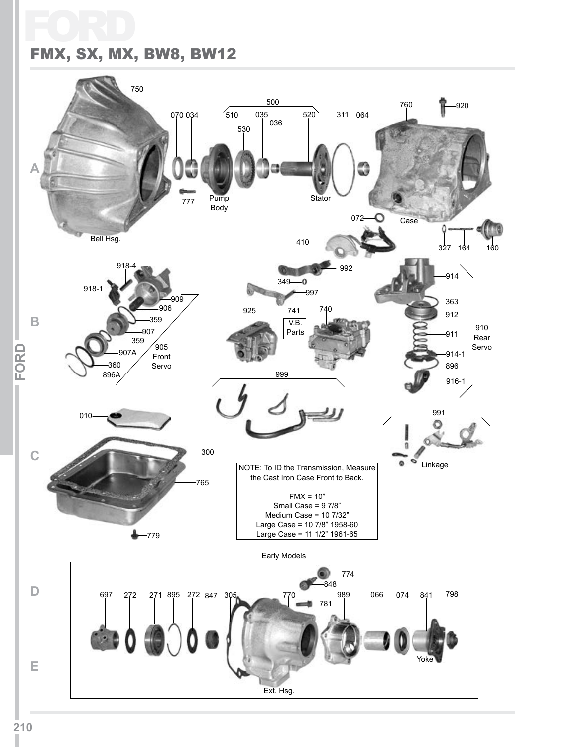# FORD

## FMX, SX, MX, BW8, BW12

750 Bell Hsg.

500: 510, 530, 035, 036, 520

070 034 777 Pump Body

311 064 Stator

760 920 Case

072

410

327 164 160

918-4 918-1 909 906 359 907 359 907A 360 896A 905 Front Servo

992 349 997

925 741 V.B. Parts 740

914 363 912 911 914-1 896 916-1 910 Rear Servo

999

010

300 765 779

991 Linkage

NOTE: To ID the Transmission, Measure the Cast Iron Case Front to Back.

FMX = 10"
Small Case = 9 7/8"
Medium Case = 10 7/32"
Large Case = 10 7/8" 1958-60
Large Case = 11 1/2" 1961-65

Early Models

697 272 271 895 272 847 305 770 774 848 781 989 066 074 841 798

Ext. Hsg.

Yoke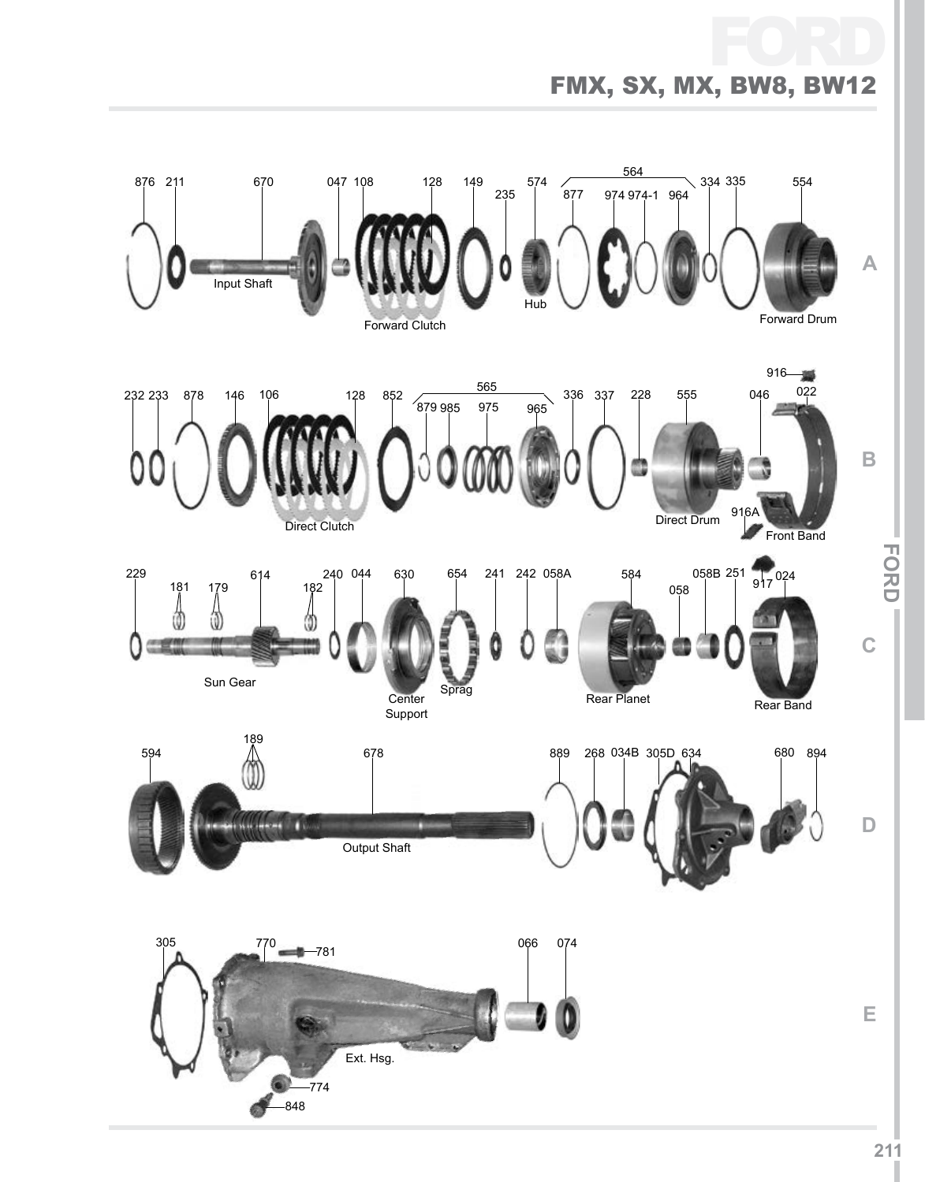# FORD

## FMX, SX, MX, BW8, BW12

876 211 670 047 108 128 149 235 574 564 877 974 974-1 964 334 335 554

Input Shaft

Forward Clutch

Hub

Forward Drum

A

232 233 878 146 106 128 852 565 879 985 975 965 336 337 228 555 916 046 022

Direct Clutch

Direct Drum

916A

Front Band

B

229 181 179 614 182 240 044 630 654 241 242 058A 584 058 058B 251 917 024

Sun Gear

Center Support

Sprag

Rear Planet

Rear Band

C

594 189 678 889 268 034B 305D 634 680 894

Output Shaft

D

305 770 781 066 074

Ext. Hsg.

774

848

E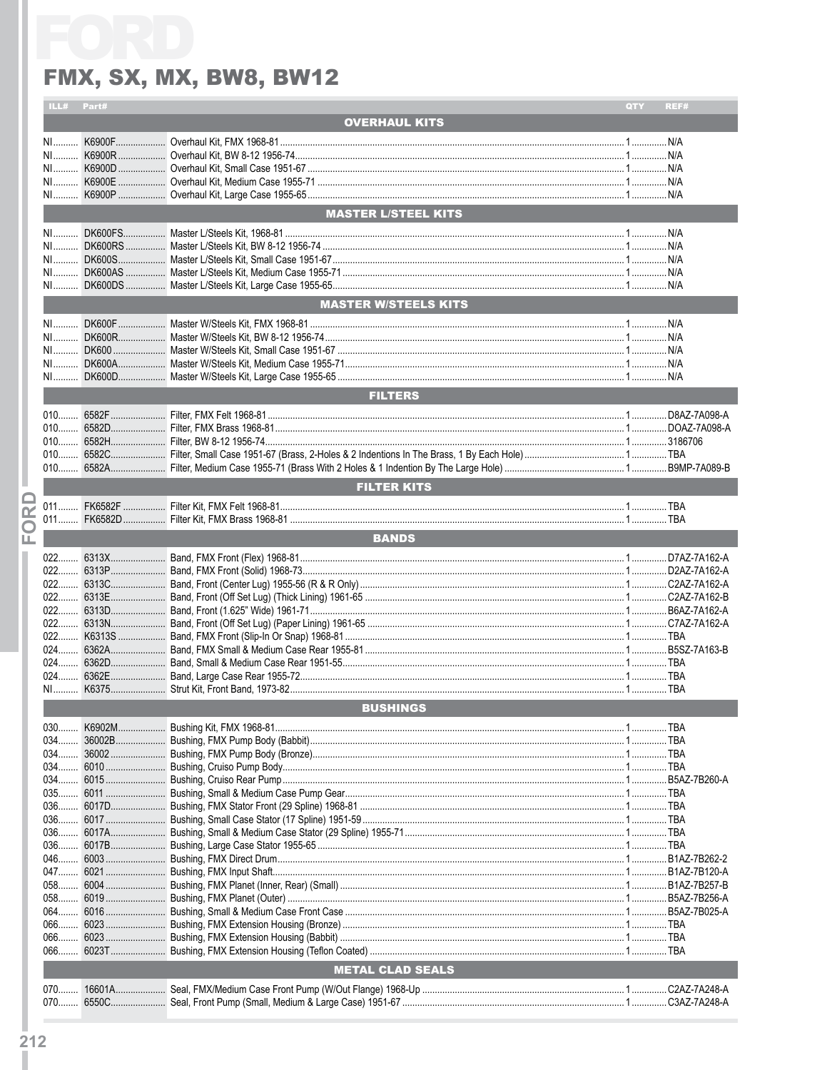# FMX, SX, MX, BW8, BW12

| ILL# | Part# | Description | QTY | REF# |
|---|---|---|---|---|
| | | **OVERHAUL KITS** | | |
| NI | K6900F | Overhaul Kit, FMX 1968-81 | 1 | N/A |
| NI | K6900R | Overhaul Kit, BW 8-12 1956-74 | 1 | N/A |
| NI | K6900D | Overhaul Kit, Small Case 1951-67 | 1 | N/A |
| NI | K6900E | Overhaul Kit, Medium Case 1955-71 | 1 | N/A |
| NI | K6900P | Overhaul Kit, Large Case 1955-65 | 1 | N/A |
| | | **MASTER L/STEEL KITS** | | |
| NI | DK600FS | Master L/Steels Kit, 1968-81 | 1 | N/A |
| NI | DK600RS | Master L/Steels Kit, BW 8-12 1956-74 | 1 | N/A |
| NI | DK600S | Master L/Steels Kit, Small Case 1951-67 | 1 | N/A |
| NI | DK600AS | Master L/Steels Kit, Medium Case 1955-71 | 1 | N/A |
| NI | DK600DS | Master L/Steels Kit, Large Case 1955-65 | 1 | N/A |
| | | **MASTER W/STEELS KITS** | | |
| NI | DK600F | Master W/Steels Kit, FMX 1968-81 | 1 | N/A |
| NI | DK600R | Master W/Steels Kit, BW 8-12 1956-74 | 1 | N/A |
| NI | DK600 | Master W/Steels Kit, Small Case 1951-67 | 1 | N/A |
| NI | DK600A | Master W/Steels Kit, Medium Case 1955-71 | 1 | N/A |
| NI | DK600D | Master W/Steels Kit, Large Case 1955-65 | 1 | N/A |
| | | **FILTERS** | | |
| 010 | 6582F | Filter, FMX Felt 1968-81 | 1 | D8AZ-7A098-A |
| 010 | 6582D | Filter, FMX Brass 1968-81 | 1 | DOAZ-7A098-A |
| 010 | 6582H | Filter, BW 8-12 1956-74 | 1 | 3186706 |
| 010 | 6582C | Filter, Small Case 1951-67 (Brass, 2-Holes & 2 Indentions In The Brass, 1 By Each Hole) | 1 | TBA |
| 010 | 6582A | Filter, Medium Case 1955-71 (Brass With 2 Holes & 1 Indention By The Large Hole) | 1 | B9MP-7A089-B |
| | | **FILTER KITS** | | |
| 011 | FK6582F | Filter Kit, FMX Felt 1968-81 | 1 | TBA |
| 011 | FK6582D | Filter Kit, FMX Brass 1968-81 | 1 | TBA |
| | | **BANDS** | | |
| 022 | 6313X | Band, FMX Front (Flex) 1968-81 | 1 | D7AZ-7A162-A |
| 022 | 6313P | Band, FMX Front (Solid) 1968-73 | 1 | D2AZ-7A162-A |
| 022 | 6313C | Band, Front (Center Lug) 1955-56 (R & R Only) | 1 | C2AZ-7A162-A |
| 022 | 6313E | Band, Front (Off Set Lug) (Thick Lining) 1961-65 | 1 | C2AZ-7A162-B |
| 022 | 6313D | Band, Front (1.625" Wide) 1961-71 | 1 | B6AZ-7A162-A |
| 022 | 6313N | Band, Front (Off Set Lug) (Paper Lining) 1961-65 | 1 | C7AZ-7A162-A |
| 022 | K6313S | Band, FMX Front (Slip-In Or Snap) 1968-81 | 1 | TBA |
| 024 | 6362A | Band, FMX Small & Medium Case Rear 1955-81 | 1 | B5SZ-7A163-B |
| 024 | 6362D | Band, Small & Medium Case Rear 1951-55 | 1 | TBA |
| 024 | 6362E | Band, Large Case Rear 1955-72 | 1 | TBA |
| NI | K6375 | Strut Kit, Front Band, 1973-82 | 1 | TBA |
| | | **BUSHINGS** | | |
| 030 | K6902M | Bushing Kit, FMX 1968-81 | 1 | TBA |
| 034 | 36002B | Bushing, FMX Pump Body (Babbit) | 1 | TBA |
| 034 | 36002 | Bushing, FMX Pump Body (Bronze) | 1 | TBA |
| 034 | 6010 | Bushing, Cruiso Pump Body | 1 | TBA |
| 034 | 6015 | Bushing, Cruiso Rear Pump | 1 | B5AZ-7B260-A |
| 035 | 6011 | Bushing, Small & Medium Case Pump Gear | 1 | TBA |
| 036 | 6017D | Bushing, FMX Stator Front (29 Spline) 1968-81 | 1 | TBA |
| 036 | 6017 | Bushing, Small Case Stator (17 Spline) 1951-59 | 1 | TBA |
| 036 | 6017A | Bushing, Small & Medium Case Stator (29 Spline) 1955-71 | 1 | TBA |
| 036 | 6017B | Bushing, Large Case Stator 1955-65 | 1 | TBA |
| 046 | 6003 | Bushing, FMX Direct Drum | 1 | B1AZ-7B262-2 |
| 047 | 6021 | Bushing, FMX Input Shaft | 1 | B1AZ-7B120-A |
| 058 | 6004 | Bushing, FMX Planet (Inner, Rear) (Small) | 1 | B1AZ-7B257-B |
| 058 | 6019 | Bushing, FMX Planet (Outer) | 1 | B5AZ-7B256-A |
| 064 | 6016 | Bushing, Small & Medium Case Front Case | 1 | B5AZ-7B025-A |
| 066 | 6023 | Bushing, FMX Extension Housing (Bronze) | 1 | TBA |
| 066 | 6023 | Bushing, FMX Extension Housing (Babbit) | 1 | TBA |
| 066 | 6023T | Bushing, FMX Extension Housing (Teflon Coated) | 1 | TBA |
| | | **METAL CLAD SEALS** | | |
| 070 | 16601A | Seal, FMX/Medium Case Front Pump (W/Out Flange) 1968-Up | 1 | C2AZ-7A248-A |
| 070 | 6550C | Seal, Front Pump (Small, Medium & Large Case) 1951-67 | 1 | C3AZ-7A248-A |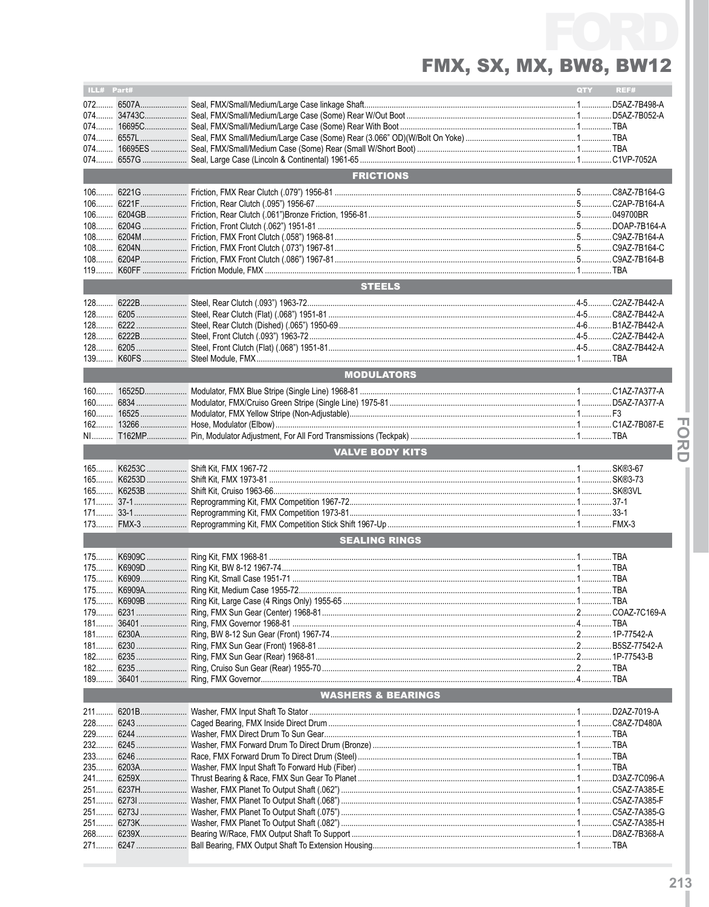# FMX, SX, MX, BW8, BW12

| ILL# | Part# | | QTY | REF# |
|---|---|---|---|---|
| 072 | 6507A | Seal, FMX/Small/Medium/Large Case linkage Shaft | 1 | D5AZ-7B498-A |
| 074 | 34743C | Seal, FMX/Small/Medium/Large Case (Some) Rear W/Out Boot | 1 | D5AZ-7B052-A |
| 074 | 16695C | Seal, FMX/Small/Medium/Large Case (Some) Rear With Boot | 1 | TBA |
| 074 | 6557L | Seal, FMX Small/Medium/Large Case (Some) Rear (3.066" OD)(W/Bolt On Yoke) | 1 | TBA |
| 074 | 16695ES | Seal, FMX/Small/Medium Case (Some) Rear (Small W/Short Boot) | 1 | TBA |
| 074 | 6557G | Seal, Large Case (Lincoln & Continental) 1961-65 | 1 | C1VP-7052A |
| | | **FRICTIONS** | | |
| 106 | 6221G | Friction, FMX Rear Clutch (.079") 1956-81 | 5 | C8AZ-7B164-G |
| 106 | 6221F | Friction, Rear Clutch (.095") 1956-67 | 5 | C2AP-7B164-A |
| 106 | 6204GB | Friction, Rear Clutch (.061")Bronze Friction, 1956-81 | 5 | 049700BR |
| 108 | 6204G | Friction, Front Clutch (.062") 1951-81 | 5 | DOAP-7B164-A |
| 108 | 6204M | Friction, FMX Front Clutch (.058") 1968-81 | 5 | C9AZ-7B164-A |
| 108 | 6204N | Friction, FMX Front Clutch (.073") 1967-81 | 5 | C9AZ-7B164-C |
| 108 | 6204P | Friction, FMX Front Clutch (.086") 1967-81 | 5 | C9AZ-7B164-B |
| 119 | K60FF | Friction Module, FMX | 1 | TBA |
| | | **STEELS** | | |
| 128 | 6222B | Steel, Rear Clutch (.093") 1963-72 | 4-5 | C2AZ-7B442-A |
| 128 | 6205 | Steel, Rear Clutch (Flat) (.068") 1951-81 | 4-5 | C8AZ-7B442-A |
| 128 | 6222 | Steel, Rear Clutch (Dished) (.065") 1950-69 | 4-6 | B1AZ-7B442-A |
| 128 | 6222B | Steel, Front Clutch (.093") 1963-72 | 4-5 | C2AZ-7B442-A |
| 128 | 6205 | Steel, Front Clutch (Flat) (.068") 1951-81 | 4-5 | C8AZ-7B442-A |
| 139 | K60FS | Steel Module, FMX | 1 | TBA |
| | | **MODULATORS** | | |
| 160 | 16525D | Modulator, FMX Blue Stripe (Single Line) 1968-81 | 1 | C1AZ-7A377-A |
| 160 | 6834 | Modulator, FMX/Cruiso Green Stripe (Single Line) 1975-81 | 1 | D5AZ-7A377-A |
| 160 | 16525 | Modulator, FMX Yellow Stripe (Non-Adjustable) | 1 | F3 |
| 162 | 13266 | Hose, Modulator (Elbow) | 1 | C1AZ-7B087-E |
| NI | T162MP | Pin, Modulator Adjustment, For All Ford Transmissions (Teckpak) | 1 | TBA |
| | | **VALVE BODY KITS** | | |
| 165 | K6253C | Shift Kit, FMX 1967-72 | 1 | SK®3-67 |
| 165 | K6253D | Shift Kit, FMX 1973-81 | 1 | SK®3-73 |
| 165 | K6253B | Shift Kit, Cruiso 1963-66 | 1 | SK®3VL |
| 171 | 37-1 | Reprogramming Kit, FMX Competition 1967-72 | 1 | 37-1 |
| 171 | 33-1 | Reprogramming Kit, FMX Competition 1973-81 | 1 | 33-1 |
| 173 | FMX-3 | Reprogramming Kit, FMX Competition Stick Shift 1967-Up | 1 | FMX-3 |
| | | **SEALING RINGS** | | |
| 175 | K6909C | Ring Kit, FMX 1968-81 | 1 | TBA |
| 175 | K6909D | Ring Kit, BW 8-12 1967-74 | 1 | TBA |
| 175 | K6909 | Ring Kit, Small Case 1951-71 | 1 | TBA |
| 175 | K6909A | Ring Kit, Medium Case 1955-72 | 1 | TBA |
| 175 | K6909B | Ring Kit, Large Case (4 Rings Only) 1955-65 | 1 | TBA |
| 179 | 6231 | Ring, FMX Sun Gear (Center) 1968-81 | 2 | COAZ-7C169-A |
| 181 | 36401 | Ring, FMX Governor 1968-81 | 4 | TBA |
| 181 | 6230A | Ring, BW 8-12 Sun Gear (Front) 1967-74 | 2 | 1P-77542-A |
| 181 | 6230 | Ring, FMX Sun Gear (Front) 1968-81 | 2 | B5SZ-77542-A |
| 182 | 6235 | Ring, FMX Sun Gear (Rear) 1968-81 | 2 | 1P-77543-B |
| 182 | 6235 | Ring, Cruiso Sun Gear (Rear) 1955-70 | 2 | TBA |
| 189 | 36401 | Ring, FMX Governor | 4 | TBA |
| | | **WASHERS & BEARINGS** | | |
| 211 | 6201B | Washer, FMX Input Shaft To Stator | 1 | D2AZ-7019-A |
| 228 | 6243 | Caged Bearing, FMX Inside Direct Drum | 1 | C8AZ-7D480A |
| 229 | 6244 | Washer, FMX Direct Drum To Sun Gear | 1 | TBA |
| 232 | 6245 | Washer, FMX Forward Drum To Direct Drum (Bronze) | 1 | TBA |
| 233 | 6246 | Race, FMX Forward Drum To Direct Drum (Steel) | 1 | TBA |
| 235 | 6203A | Washer, FMX Input Shaft To Forward Hub (Fiber) | 1 | TBA |
| 241 | 6259X | Thrust Bearing & Race, FMX Sun Gear To Planet | 1 | D3AZ-7C096-A |
| 251 | 6237H | Washer, FMX Planet To Output Shaft (.062") | 1 | C5AZ-7A385-E |
| 251 | 6273I | Washer, FMX Planet To Output Shaft (.068") | 1 | C5AZ-7A385-F |
| 251 | 6273J | Washer, FMX Planet To Output Shaft (.075") | 1 | C5AZ-7A385-G |
| 251 | 6273K | Washer, FMX Planet To Output Shaft (.082") | 1 | C5AZ-7A385-H |
| 268 | 6239X | Bearing W/Race, FMX Output Shaft To Support | 1 | D8AZ-7B368-A |
| 271 | 6247 | Ball Bearing, FMX Output Shaft To Extension Housing | 1 | TBA |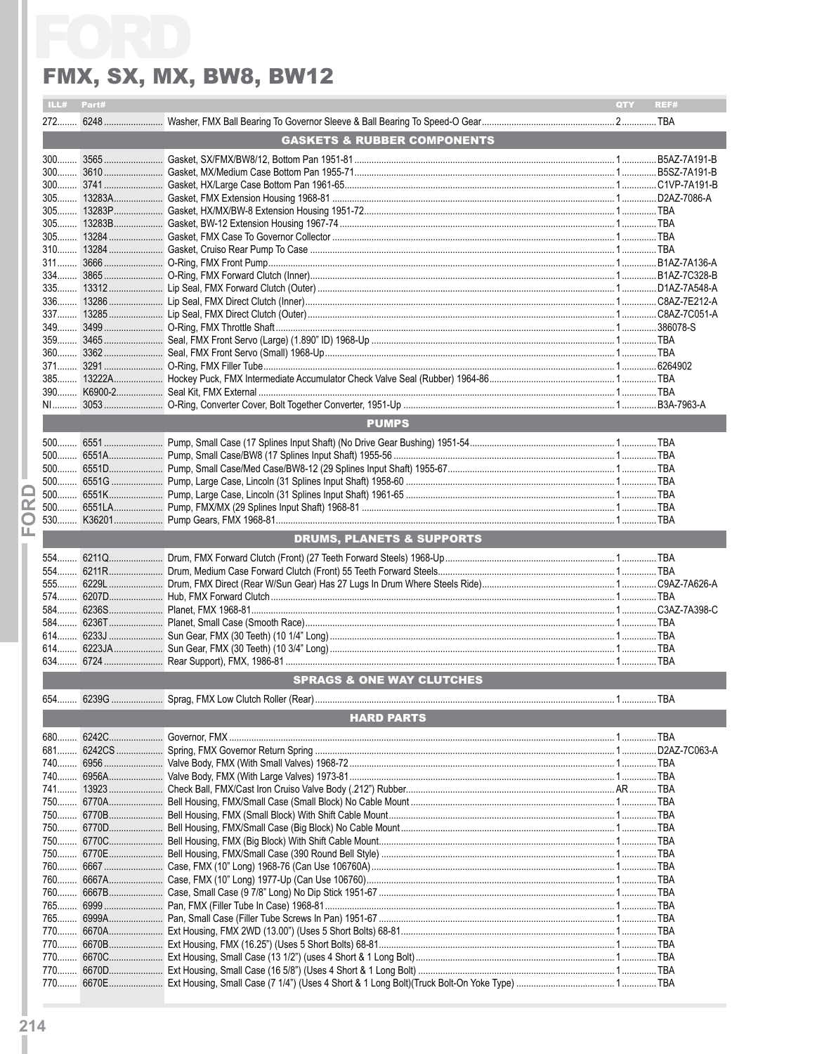# FMX, SX, MX, BW8, BW12

| ILL# | Part# | | QTY | REF# |
|---|---|---|---|---|
| 272 | 6248 | Washer, FMX Ball Bearing To Governor Sleeve & Ball Bearing To Speed-O Gear | 2 | TBA |
| | | **GASKETS & RUBBER COMPONENTS** | | |
| 300 | 3565 | Gasket, SX/FMX/BW8/12, Bottom Pan 1951-81 | 1 | B5AZ-7A191-B |
| 300 | 3610 | Gasket, MX/Medium Case Bottom Pan 1955-71 | 1 | B5SZ-7A191-B |
| 300 | 3741 | Gasket, HX/Large Case Bottom Pan 1961-65 | 1 | C1VP-7A191-B |
| 305 | 13283A | Gasket, FMX Extension Housing 1968-81 | 1 | D2AZ-7086-A |
| 305 | 13283P | Gasket, HX/MX/BW-8 Extension Housing 1951-72 | 1 | TBA |
| 305 | 13283B | Gasket, BW-12 Extension Housing 1967-74 | 1 | TBA |
| 305 | 13284 | Gasket, FMX Case To Governor Collector | 1 | TBA |
| 310 | 13284 | Gasket, Cruiso Rear Pump To Case | 1 | TBA |
| 311 | 3666 | O-Ring, FMX Front Pump | 1 | B1AZ-7A136-A |
| 334 | 3865 | O-Ring, FMX Forward Clutch (Inner) | 1 | B1AZ-7C328-B |
| 335 | 13312 | Lip Seal, FMX Forward Clutch (Outer) | 1 | D1AZ-7A548-A |
| 336 | 13286 | Lip Seal, FMX Direct Clutch (Inner) | 1 | C8AZ-7E212-A |
| 337 | 13285 | Lip Seal, FMX Direct Clutch (Outer) | 1 | C8AZ-7C051-A |
| 349 | 3499 | O-Ring, FMX Throttle Shaft | 1 | 386078-S |
| 359 | 3465 | Seal, FMX Front Servo (Large) (1.890" ID) 1968-Up | 1 | TBA |
| 360 | 3362 | Seal, FMX Front Servo (Small) 1968-Up | 1 | TBA |
| 371 | 3291 | O-Ring, FMX Filler Tube | 1 | 6264902 |
| 385 | 13222A | Hockey Puck, FMX Intermediate Accumulator Check Valve Seal (Rubber) 1964-86 | 1 | TBA |
| 390 | K6900-2 | Seal Kit, FMX External | 1 | TBA |
| NI | 3053 | O-Ring, Converter Cover, Bolt Together Converter, 1951-Up | 1 | B3A-7963-A |
| | | **PUMPS** | | |
| 500 | 6551 | Pump, Small Case (17 Splines Input Shaft) (No Drive Gear Bushing) 1951-54 | 1 | TBA |
| 500 | 6551A | Pump, Small Case/BW8 (17 Splines Input Shaft) 1955-56 | 1 | TBA |
| 500 | 6551D | Pump, Small Case/Med Case/BW8-12 (29 Splines Input Shaft) 1955-67 | 1 | TBA |
| 500 | 6551G | Pump, Large Case, Lincoln (31 Splines Input Shaft) 1958-60 | 1 | TBA |
| 500 | 6551K | Pump, Large Case, Lincoln (31 Splines Input Shaft) 1961-65 | 1 | TBA |
| 500 | 6551LA | Pump, FMX/MX (29 Splines Input Shaft) 1968-81 | 1 | TBA |
| 530 | K36201 | Pump Gears, FMX 1968-81 | 1 | TBA |
| | | **DRUMS, PLANETS & SUPPORTS** | | |
| 554 | 6211Q | Drum, FMX Forward Clutch (Front) (27 Teeth Forward Steels) 1968-Up | 1 | TBA |
| 554 | 6211R | Drum, Medium Case Forward Clutch (Front) 55 Teeth Forward Steels | 1 | TBA |
| 555 | 6229L | Drum, FMX Direct (Rear W/Sun Gear) Has 27 Lugs In Drum Where Steels Ride) | 1 | C9AZ-7A626-A |
| 574 | 6207D | Hub, FMX Forward Clutch | 1 | TBA |
| 584 | 6236S | Planet, FMX 1968-81 | 1 | C3AZ-7A398-C |
| 584 | 6236T | Planet, Small Case (Smooth Race) | 1 | TBA |
| 614 | 6233J | Sun Gear, FMX (30 Teeth) (10 1/4" Long) | 1 | TBA |
| 614 | 6223JA | Sun Gear, FMX (30 Teeth) (10 3/4" Long) | 1 | TBA |
| 634 | 6724 | Rear Support), FMX, 1986-81 | 1 | TBA |
| | | **SPRAGS & ONE WAY CLUTCHES** | | |
| 654 | 6239G | Sprag, FMX Low Clutch Roller (Rear) | 1 | TBA |
| | | **HARD PARTS** | | |
| 680 | 6242C | Governor, FMX | 1 | TBA |
| 681 | 6242CS | Spring, FMX Governor Return Spring | 1 | D2AZ-7C063-A |
| 740 | 6956 | Valve Body, FMX (With Small Valves) 1968-72 | 1 | TBA |
| 740 | 6956A | Valve Body, FMX (With Large Valves) 1973-81 | 1 | TBA |
| 741 | 13923 | Check Ball, FMX/Cast Iron Cruiso Valve Body (.212") Rubber | AR | TBA |
| 750 | 6770A | Bell Housing, FMX/Small Case (Small Block) No Cable Mount | 1 | TBA |
| 750 | 6770B | Bell Housing, FMX (Small Block) With Shift Cable Mount | 1 | TBA |
| 750 | 6770D | Bell Housing, FMX/Small Case (Big Block) No Cable Mount | 1 | TBA |
| 750 | 6770C | Bell Housing, FMX (Big Block) With Shift Cable Mount | 1 | TBA |
| 750 | 6770E | Bell Housing, FMX/Small Case (390 Round Bell Style) | 1 | TBA |
| 760 | 6667 | Case, FMX (10" Long) 1968-76 (Can Use 106760A) | 1 | TBA |
| 760 | 6667A | Case, FMX (10" Long) 1977-Up (Can Use 106760) | 1 | TBA |
| 760 | 6667B | Case, Small Case (9 7/8" Long) No Dip Stick 1951-67 | 1 | TBA |
| 765 | 6999 | Pan, FMX (Filler Tube In Case) 1968-81 | 1 | TBA |
| 765 | 6999A | Pan, Small Case (Filler Tube Screws In Pan) 1951-67 | 1 | TBA |
| 770 | 6670A | Ext Housing, FMX 2WD (13.00") (Uses 5 Short Bolts) 68-81 | 1 | TBA |
| 770 | 6670B | Ext Housing, FMX (16.25") (Uses 5 Short Bolts) 68-81 | 1 | TBA |
| 770 | 6670C | Ext Housing, Small Case (13 1/2") (uses 4 Short & 1 Long Bolt) | 1 | TBA |
| 770 | 6670D | Ext Housing, Small Case (16 5/8") (Uses 4 Short & 1 Long Bolt) | 1 | TBA |
| 770 | 6670E | Ext Housing, Small Case (7 1/4") (Uses 4 Short & 1 Long Bolt)(Truck Bolt-On Yoke Type) | 1 | TBA |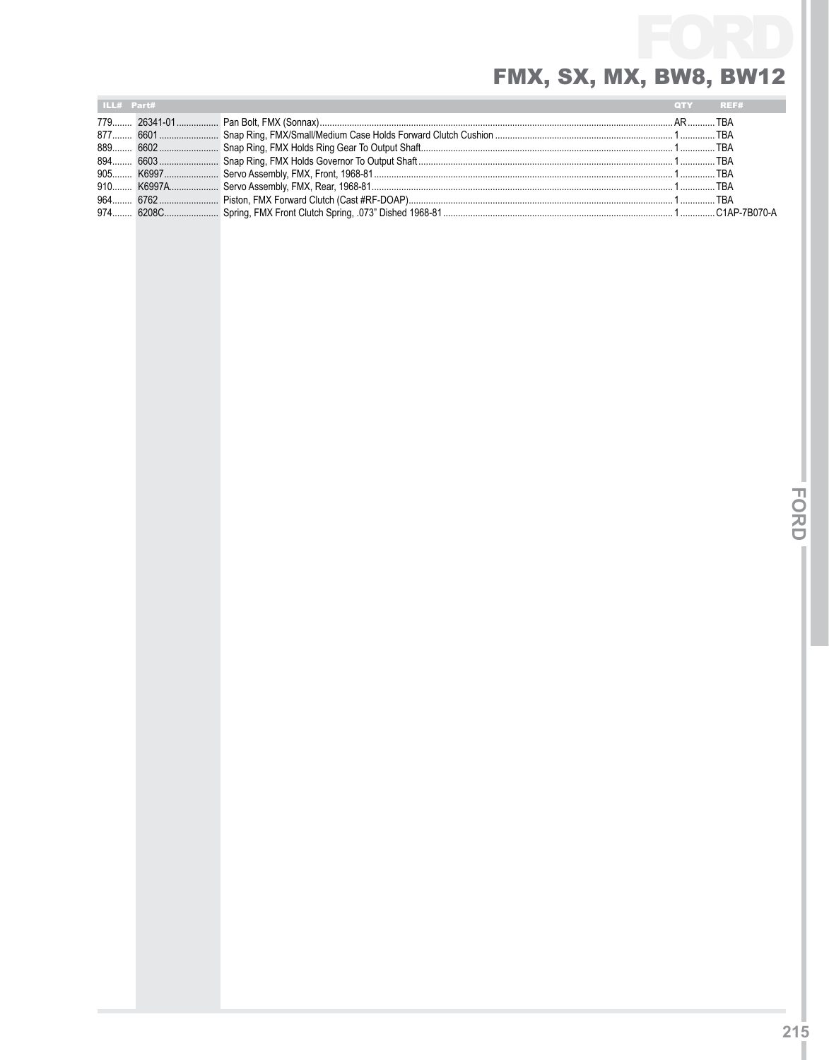# FMX, SX, MX, BW8, BW12

| ILL# | Part# | | QTY | REF# |
|---|---|---|---|---|
| 779 | 26341-01 | Pan Bolt, FMX (Sonnax) | AR | TBA |
| 877 | 6601 | Snap Ring, FMX/Small/Medium Case Holds Forward Clutch Cushion | 1 | TBA |
| 889 | 6602 | Snap Ring, FMX Holds Ring Gear To Output Shaft | 1 | TBA |
| 894 | 6603 | Snap Ring, FMX Holds Governor To Output Shaft | 1 | TBA |
| 905 | K6997 | Servo Assembly, FMX, Front, 1968-81 | 1 | TBA |
| 910 | K6997A | Servo Assembly, FMX, Rear, 1968-81 | 1 | TBA |
| 964 | 6762 | Piston, FMX Forward Clutch (Cast #RF-DOAP) | 1 | TBA |
| 974 | 6208C | Spring, FMX Front Clutch Spring, .073" Dished 1968-81 | 1 | C1AP-7B070-A |